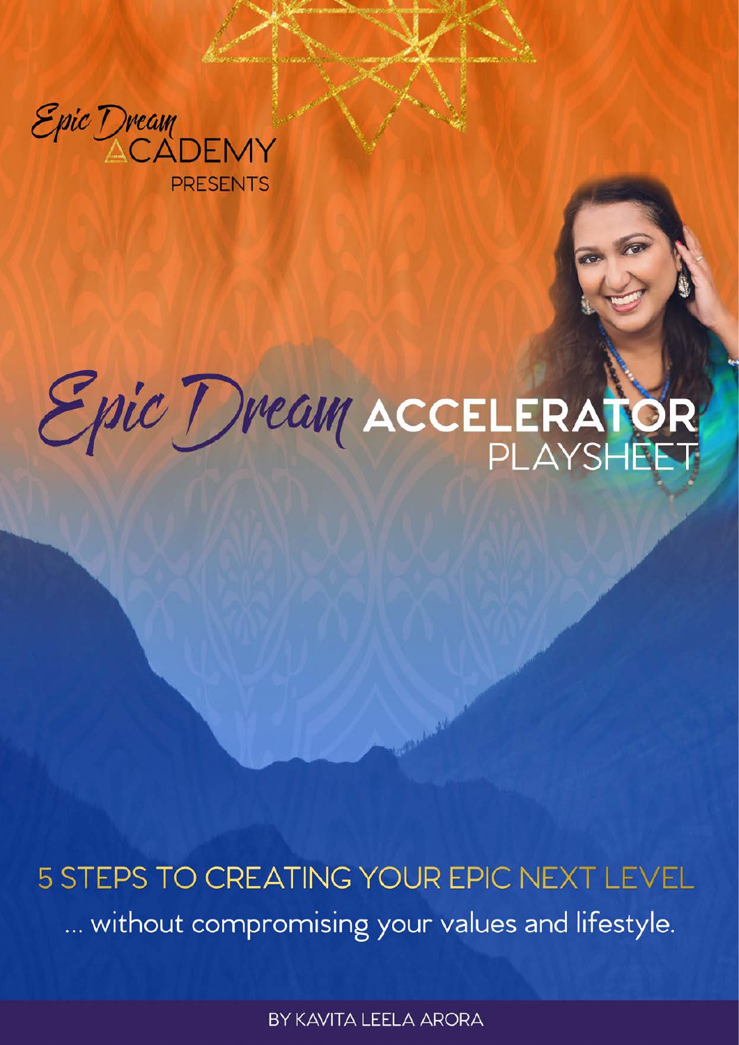Epic Dream ACADEMY

PRESENTS

# Epic Dream ACCELERATOR PLAYSHEET

## 5 STEPS TO CREATING YOUR EPIC NEXT LEVEL

... without compromising your values and lifestyle.

BY KAVITA LEELA ARORA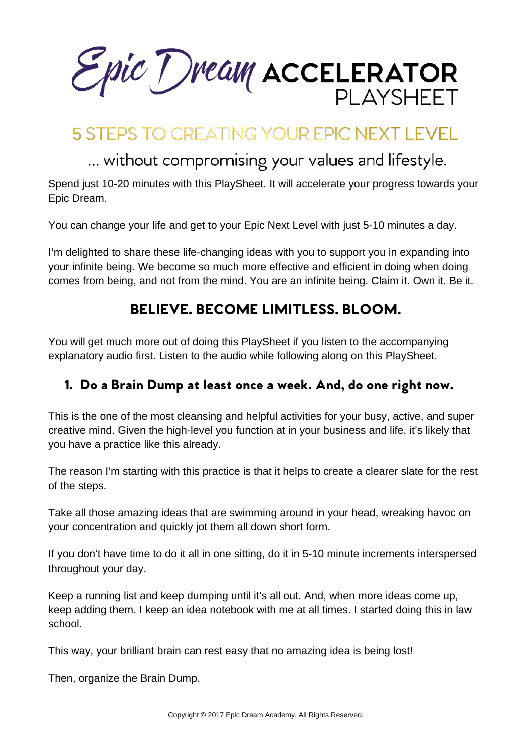# Epic Dream ACCELERATOR PLAYSHEET

## 5 STEPS TO CREATING YOUR EPIC NEXT LEVEL

### ... without compromising your values and lifestyle.

Spend just 10-20 minutes with this PlaySheet. It will accelerate your progress towards your Epic Dream.

You can change your life and get to your Epic Next Level with just 5-10 minutes a day.

I'm delighted to share these life-changing ideas with you to support you in expanding into your infinite being. We become so much more effective and efficient in doing when doing comes from being, and not from the mind. You are an infinite being. Claim it. Own it. Be it.

## BELIEVE. BECOME LIMITLESS. BLOOM.

You will get much more out of doing this PlaySheet if you listen to the accompanying explanatory audio first. Listen to the audio while following along on this PlaySheet.

### 1. Do a Brain Dump at least once a week. And, do one right now.

This is the one of the most cleansing and helpful activities for your busy, active, and super creative mind. Given the high-level you function at in your business and life, it's likely that you have a practice like this already.

The reason I'm starting with this practice is that it helps to create a clearer slate for the rest of the steps.

Take all those amazing ideas that are swimming around in your head, wreaking havoc on your concentration and quickly jot them all down short form.

If you don't have time to do it all in one sitting, do it in 5-10 minute increments interspersed throughout your day.

Keep a running list and keep dumping until it's all out. And, when more ideas come up, keep adding them. I keep an idea notebook with me at all times. I started doing this in law school.

This way, your brilliant brain can rest easy that no amazing idea is being lost!

Then, organize the Brain Dump.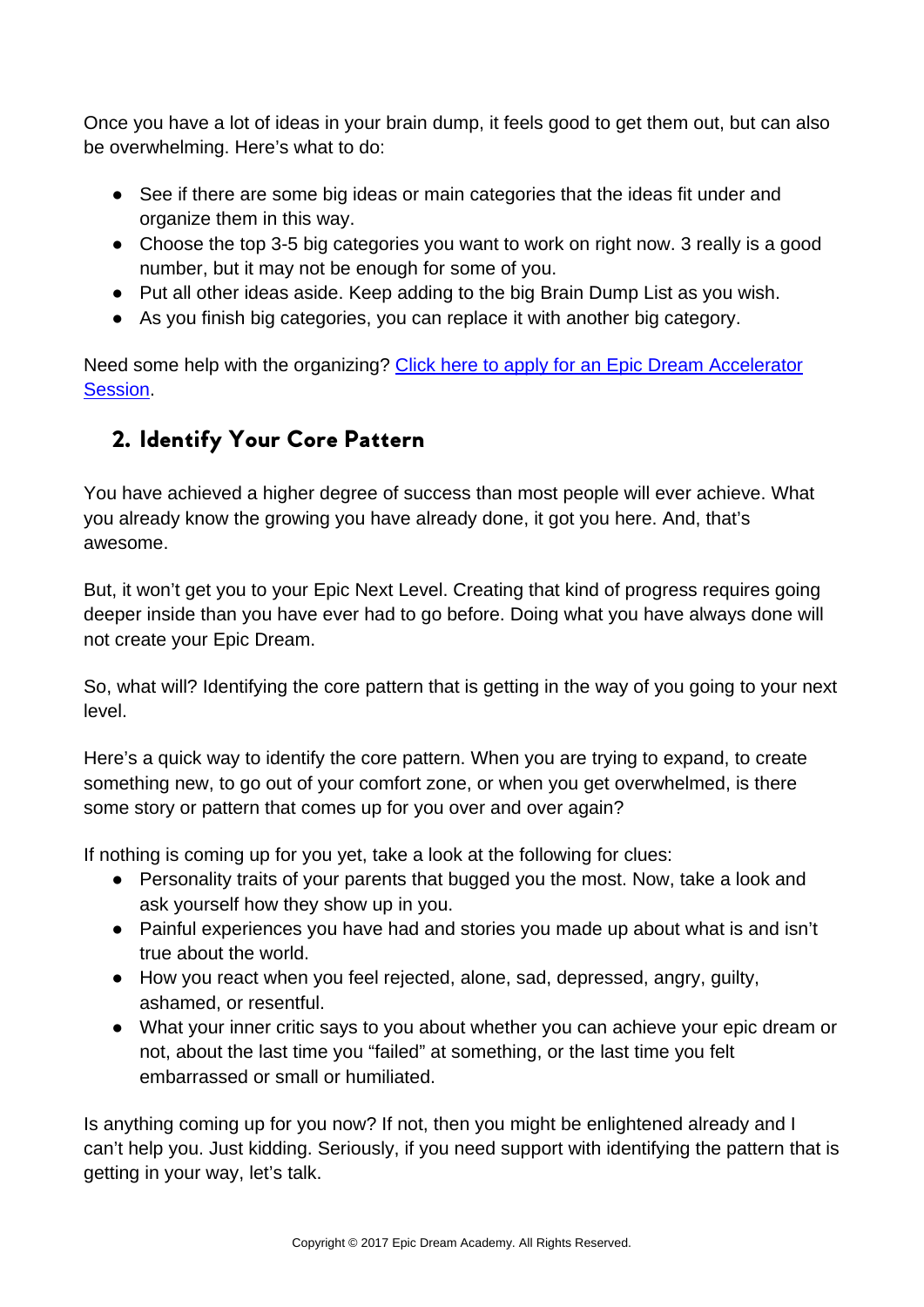Once you have a lot of ideas in your brain dump, it feels good to get them out, but can also be overwhelming. Here's what to do:

- See if there are some big ideas or main categories that the ideas fit under and organize them in this way.
- Choose the top 3-5 big categories you want to work on right now. 3 really is a good number, but it may not be enough for some of you.
- Put all other ideas aside. Keep adding to the big Brain Dump List as you wish.
- As you finish big categories, you can replace it with another big category.

Need some help with the organizing? [Click here to apply for an Epic Dream Accelerator Session]().

## 2. Identify Your Core Pattern

You have achieved a higher degree of success than most people will ever achieve. What you already know the growing you have already done, it got you here. And, that's awesome.

But, it won't get you to your Epic Next Level. Creating that kind of progress requires going deeper inside than you have ever had to go before. Doing what you have always done will not create your Epic Dream.

So, what will? Identifying the core pattern that is getting in the way of you going to your next level.

Here's a quick way to identify the core pattern. When you are trying to expand, to create something new, to go out of your comfort zone, or when you get overwhelmed, is there some story or pattern that comes up for you over and over again?

If nothing is coming up for you yet, take a look at the following for clues:

- Personality traits of your parents that bugged you the most. Now, take a look and ask yourself how they show up in you.
- Painful experiences you have had and stories you made up about what is and isn't true about the world.
- How you react when you feel rejected, alone, sad, depressed, angry, guilty, ashamed, or resentful.
- What your inner critic says to you about whether you can achieve your epic dream or not, about the last time you "failed" at something, or the last time you felt embarrassed or small or humiliated.

Is anything coming up for you now? If not, then you might be enlightened already and I can't help you. Just kidding. Seriously, if you need support with identifying the pattern that is getting in your way, let's talk.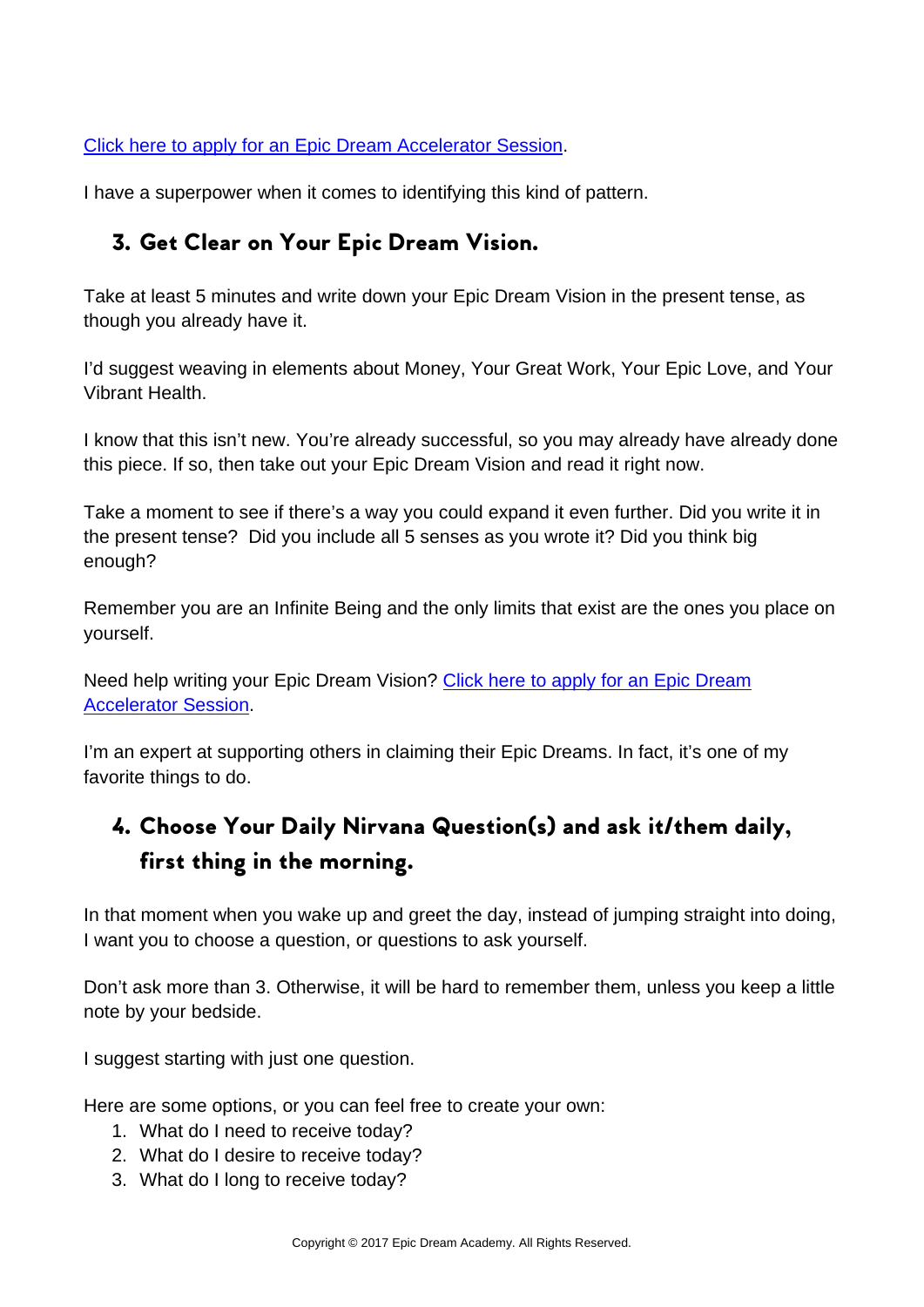[Click here to apply for an Epic Dream Accelerator Session].

I have a superpower when it comes to identifying this kind of pattern.

## 3. Get Clear on Your Epic Dream Vision.

Take at least 5 minutes and write down your Epic Dream Vision in the present tense, as though you already have it.

I'd suggest weaving in elements about Money, Your Great Work, Your Epic Love, and Your Vibrant Health.

I know that this isn't new. You're already successful, so you may already have already done this piece. If so, then take out your Epic Dream Vision and read it right now.

Take a moment to see if there's a way you could expand it even further. Did you write it in the present tense? Did you include all 5 senses as you wrote it? Did you think big enough?

Remember you are an Infinite Being and the only limits that exist are the ones you place on yourself.

Need help writing your Epic Dream Vision? [Click here to apply for an Epic Dream Accelerator Session].

I'm an expert at supporting others in claiming their Epic Dreams. In fact, it's one of my favorite things to do.

## 4. Choose Your Daily Nirvana Question(s) and ask it/them daily, first thing in the morning.

In that moment when you wake up and greet the day, instead of jumping straight into doing, I want you to choose a question, or questions to ask yourself.

Don't ask more than 3. Otherwise, it will be hard to remember them, unless you keep a little note by your bedside.

I suggest starting with just one question.

Here are some options, or you can feel free to create your own:

1. What do I need to receive today?
2. What do I desire to receive today?
3. What do I long to receive today?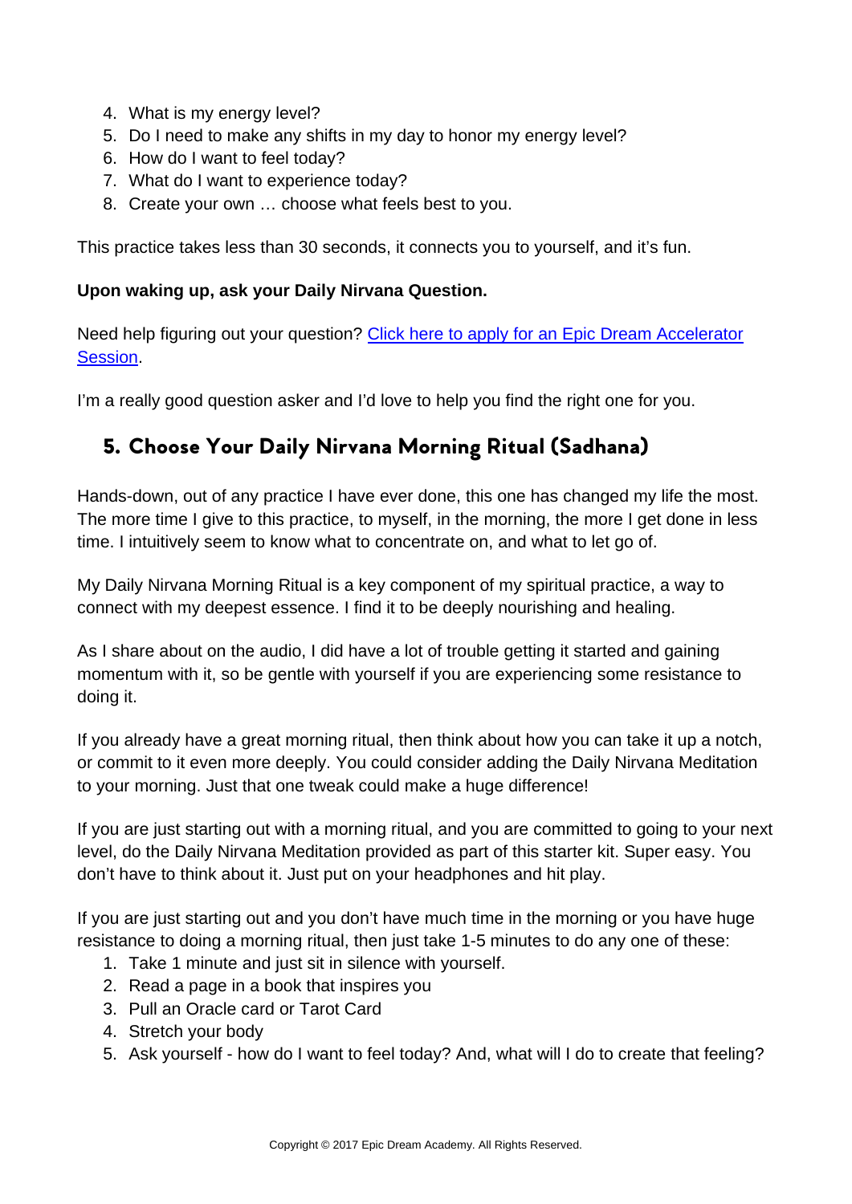4. What is my energy level?
5. Do I need to make any shifts in my day to honor my energy level?
6. How do I want to feel today?
7. What do I want to experience today?
8. Create your own … choose what feels best to you.

This practice takes less than 30 seconds, it connects you to yourself, and it's fun.

**Upon waking up, ask your Daily Nirvana Question.**

Need help figuring out your question? [Click here to apply for an Epic Dream Accelerator Session](#).

I'm a really good question asker and I'd love to help you find the right one for you.

## 5. Choose Your Daily Nirvana Morning Ritual (Sadhana)

Hands-down, out of any practice I have ever done, this one has changed my life the most. The more time I give to this practice, to myself, in the morning, the more I get done in less time. I intuitively seem to know what to concentrate on, and what to let go of.

My Daily Nirvana Morning Ritual is a key component of my spiritual practice, a way to connect with my deepest essence. I find it to be deeply nourishing and healing.

As I share about on the audio, I did have a lot of trouble getting it started and gaining momentum with it, so be gentle with yourself if you are experiencing some resistance to doing it.

If you already have a great morning ritual, then think about how you can take it up a notch, or commit to it even more deeply. You could consider adding the Daily Nirvana Meditation to your morning. Just that one tweak could make a huge difference!

If you are just starting out with a morning ritual, and you are committed to going to your next level, do the Daily Nirvana Meditation provided as part of this starter kit. Super easy. You don't have to think about it. Just put on your headphones and hit play.

If you are just starting out and you don't have much time in the morning or you have huge resistance to doing a morning ritual, then just take 1-5 minutes to do any one of these:

1. Take 1 minute and just sit in silence with yourself.
2. Read a page in a book that inspires you
3. Pull an Oracle card or Tarot Card
4. Stretch your body
5. Ask yourself - how do I want to feel today? And, what will I do to create that feeling?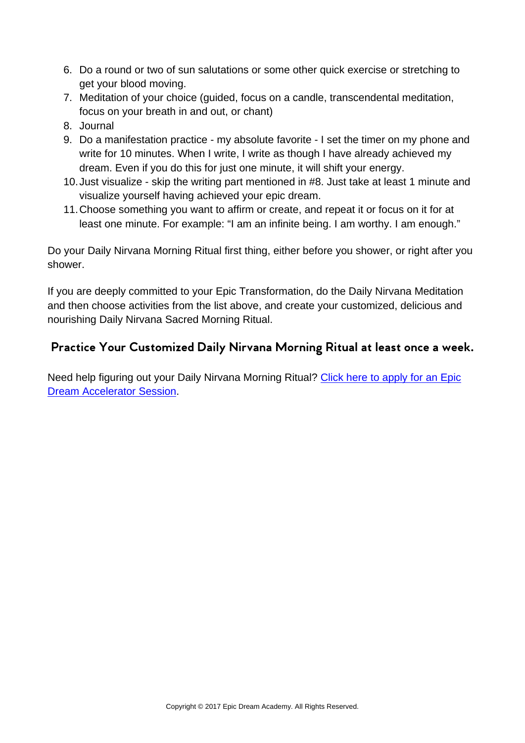6. Do a round or two of sun salutations or some other quick exercise or stretching to get your blood moving.
7. Meditation of your choice (guided, focus on a candle, transcendental meditation, focus on your breath in and out, or chant)
8. Journal
9. Do a manifestation practice - my absolute favorite - I set the timer on my phone and write for 10 minutes. When I write, I write as though I have already achieved my dream. Even if you do this for just one minute, it will shift your energy.
10. Just visualize - skip the writing part mentioned in #8. Just take at least 1 minute and visualize yourself having achieved your epic dream.
11. Choose something you want to affirm or create, and repeat it or focus on it for at least one minute. For example: "I am an infinite being. I am worthy. I am enough."

Do your Daily Nirvana Morning Ritual first thing, either before you shower, or right after you shower.

If you are deeply committed to your Epic Transformation, do the Daily Nirvana Meditation and then choose activities from the list above, and create your customized, delicious and nourishing Daily Nirvana Sacred Morning Ritual.

## Practice Your Customized Daily Nirvana Morning Ritual at least once a week.

Need help figuring out your Daily Nirvana Morning Ritual? [Click here to apply for an Epic Dream Accelerator Session](#).

Copyright © 2017 Epic Dream Academy. All Rights Reserved.